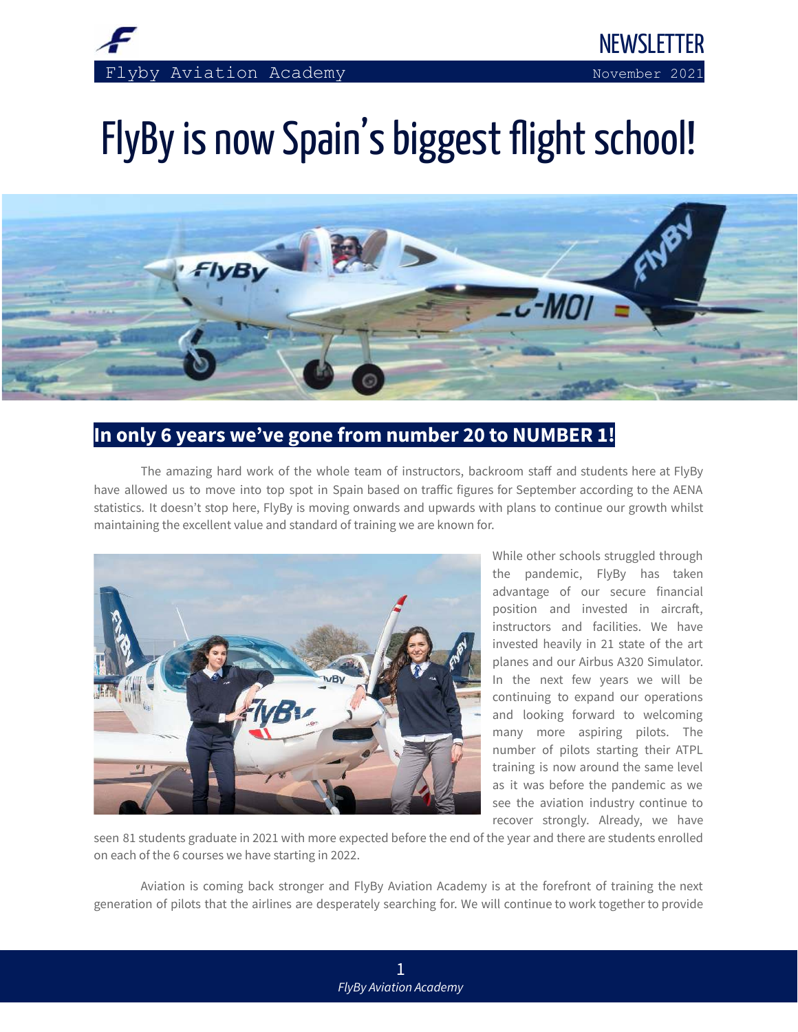NEWSLETTER

Flyby Aviation Academy — November 2021

# FlyBy is now Spain's biggest flight school!

## In only 6 years we've gone from number 20 to NUMBER 1!

The amazing hard work of the whole team of instructors, backroom staff and students here at FlyBy have allowed us to move into top spot in Spain based on traffic figures for September according to the AENA statistics. It doesn't stop here, FlyBy is moving onwards and upwards with plans to continue our growth whilst maintaining the excellent value and standard of training we are known for.

While other schools struggled through the pandemic, FlyBy has taken advantage of our secure financial position and invested in aircraft, instructors and facilities. We have invested heavily in 21 state of the art planes and our Airbus A320 Simulator. In the next few years we will be continuing to expand our operations and looking forward to welcoming many more aspiring pilots. The number of pilots starting their ATPL training is now around the same level as it was before the pandemic as we see the aviation industry continue to recover strongly. Already, we have seen 81 students graduate in 2021 with more expected before the end of the year and there are students enrolled on each of the 6 courses we have starting in 2022.

Aviation is coming back stronger and FlyBy Aviation Academy is at the forefront of training the next generation of pilots that the airlines are desperately searching for. We will continue to work together to provide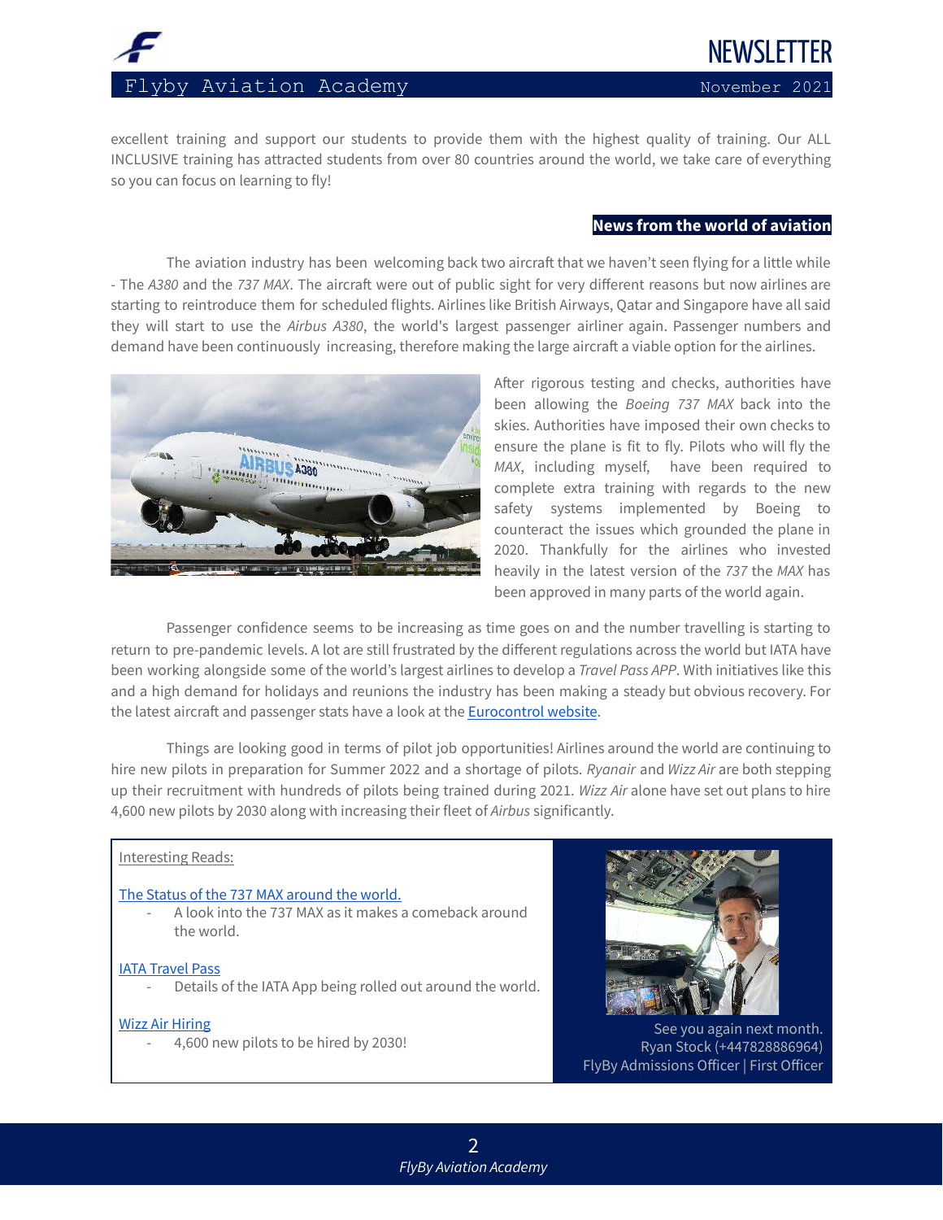excellent training and support our students to provide them with the highest quality of training. Our ALL INCLUSIVE training has attracted students from over 80 countries around the world, we take care of everything so you can focus on learning to fly!

## News from the world of aviation

The aviation industry has been welcoming back two aircraft that we haven't seen flying for a little while - The *A380* and the *737 MAX*. The aircraft were out of public sight for very different reasons but now airlines are starting to reintroduce them for scheduled flights. Airlines like British Airways, Qatar and Singapore have all said they will start to use the *Airbus A380*, the world's largest passenger airliner again. Passenger numbers and demand have been continuously increasing, therefore making the large aircraft a viable option for the airlines.

After rigorous testing and checks, authorities have been allowing the *Boeing 737 MAX* back into the skies. Authorities have imposed their own checks to ensure the plane is fit to fly. Pilots who will fly the *MAX*, including myself, have been required to complete extra training with regards to the new safety systems implemented by Boeing to counteract the issues which grounded the plane in 2020. Thankfully for the airlines who invested heavily in the latest version of the *737* the *MAX* has been approved in many parts of the world again.

Passenger confidence seems to be increasing as time goes on and the number travelling is starting to return to pre-pandemic levels. A lot are still frustrated by the different regulations across the world but IATA have been working alongside some of the world's largest airlines to develop a *Travel Pass APP*. With initiatives like this and a high demand for holidays and reunions the industry has been making a steady but obvious recovery. For the latest aircraft and passenger stats have a look at the Eurocontrol website.

Things are looking good in terms of pilot job opportunities! Airlines around the world are continuing to hire new pilots in preparation for Summer 2022 and a shortage of pilots. *Ryanair* and *Wizz Air* are both stepping up their recruitment with hundreds of pilots being trained during 2021. *Wizz Air* alone have set out plans to hire 4,600 new pilots by 2030 along with increasing their fleet of *Airbus* significantly.

Interesting Reads:

The Status of the 737 MAX around the world.
- A look into the 737 MAX as it makes a comeback around the world.

IATA Travel Pass
- Details of the IATA App being rolled out around the world.

Wizz Air Hiring
- 4,600 new pilots to be hired by 2030!

See you again next month.
Ryan Stock (+447828886964)
FlyBy Admissions Officer | First Officer